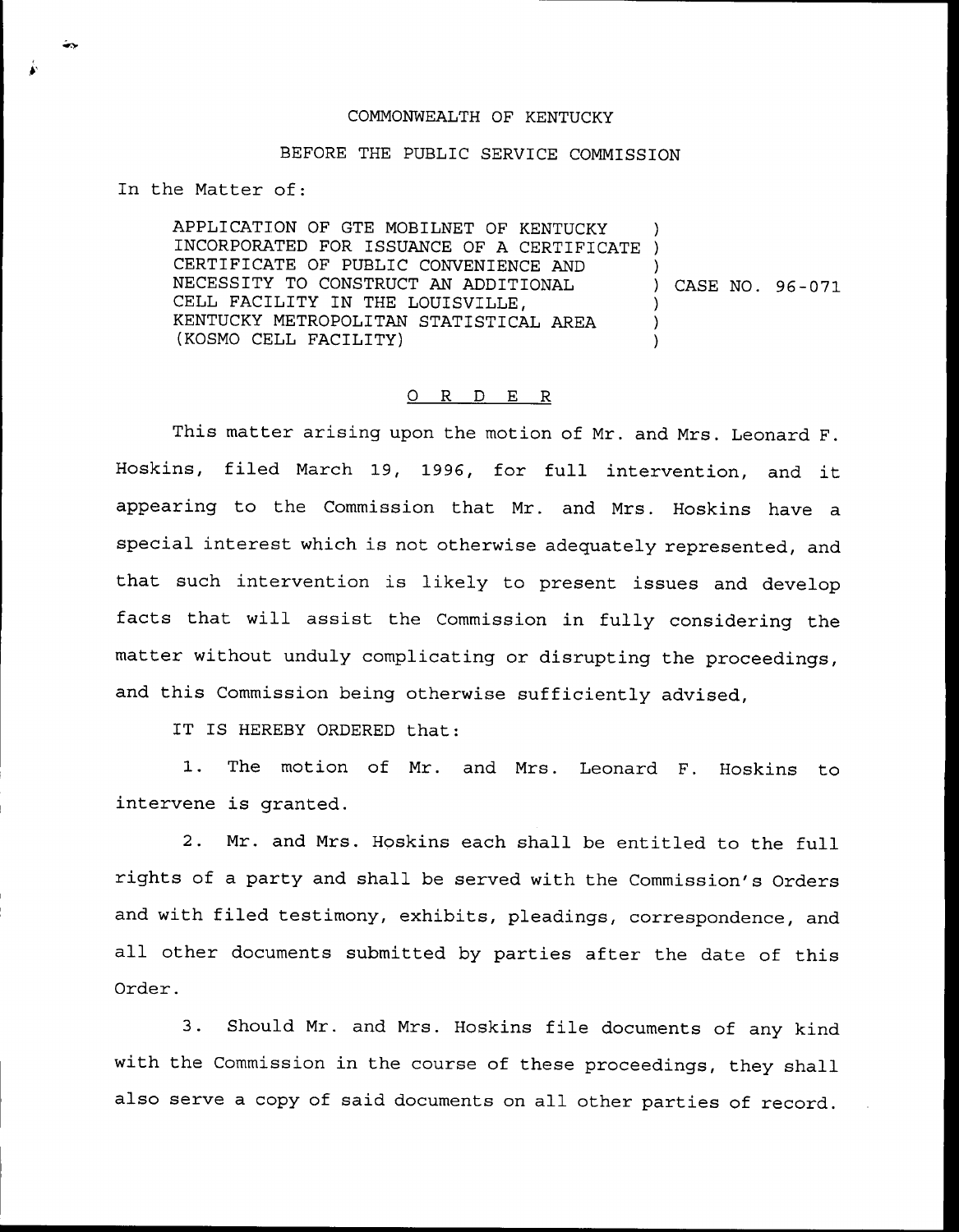COMMONWEALTH OF KENTUCKY

BEFORE THE PUBLIC SERVICE COMMISSION

In the Matter of:

APPLICATION OF GTE MOBILNET OF KENTUCKY INCORPORATED FOR ISSUANCE OF A CERTIFICATE CERTIFICATE OF PUBLIC CONVENIENCE AND NECESSITY TO CONSTRUCT AN ADDITIONAL CELL FACILITY IN THE LOUISVILLE, KENTUCKY METROPOLITAN STATISTICAL AREA (KOSMO CELL FACILITY) ) CASE NO. 96-071

O R D E R

This matter arising upon the motion of Mr. and Mrs. Leonard F. Hoskins, filed March 19, 1996, for full intervention, and it appearing to the Commission that Mr. and Mrs. Hoskins have a special interest which is not otherwise adequately represented, and that such intervention is likely to present issues and develop facts that will assist the Commission in fully considering the matter without unduly complicating or disrupting the proceedings, and this Commission being otherwise sufficiently advised,

IT IS HEREBY ORDERED that:

1. The motion of Mr. and Mrs. Leonard F. Hoskins to intervene is granted.

2. Mr. and Mrs. Hoskins each shall be entitled to the full rights of a party and shall be served with the Commission's Orders and with filed testimony, exhibits, pleadings, correspondence, and all other documents submitted by parties after the date of this Order.

3. Should Mr. and Mrs. Hoskins file documents of any kind with the Commission in the course of these proceedings, they shall also serve a copy of said documents on all other parties of record.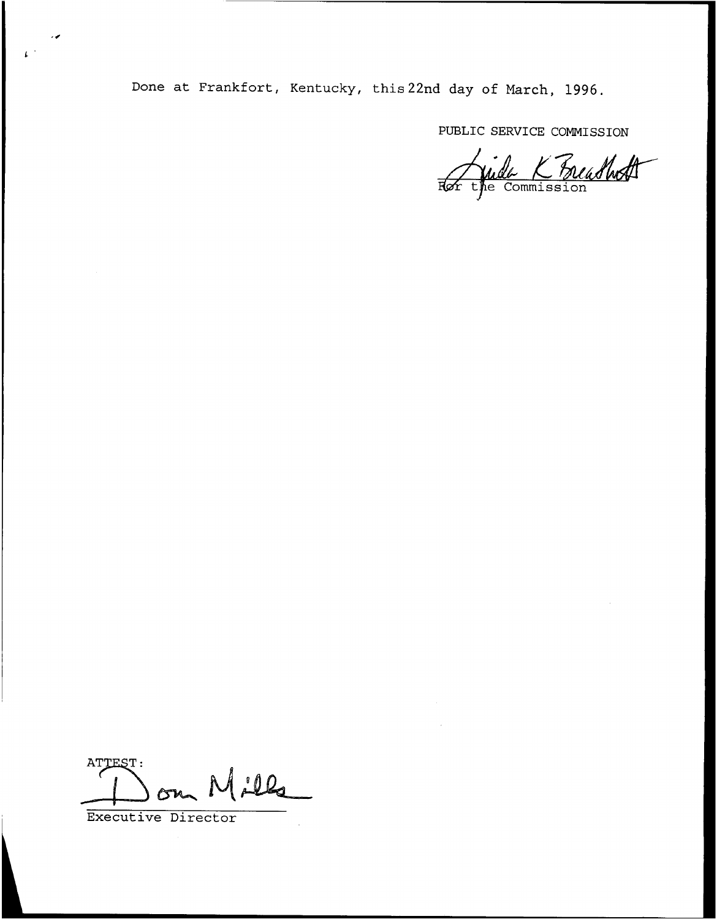Done at Frankfort, Kentucky, this 22nd day of March, 1996.

PUBLIC SERVICE COMMISSION

For the Commission

ATTEST:

Executive Director